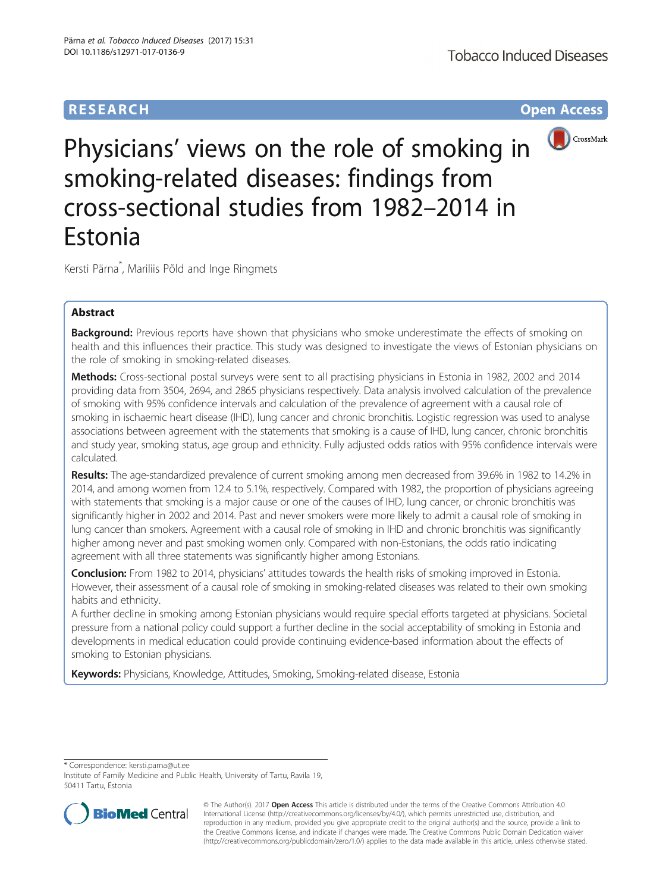RESEARCH Open Access

# Physicians' views on the role of smoking in smoking-related diseases: findings from cross-sectional studies from 1982–2014 in Estonia

Kersti Pärna*, Mariliis Põld and Inge Ringmets

## Abstract

**Background:** Previous reports have shown that physicians who smoke underestimate the effects of smoking on health and this influences their practice. This study was designed to investigate the views of Estonian physicians on the role of smoking in smoking-related diseases.

**Methods:** Cross-sectional postal surveys were sent to all practising physicians in Estonia in 1982, 2002 and 2014 providing data from 3504, 2694, and 2865 physicians respectively. Data analysis involved calculation of the prevalence of smoking with 95% confidence intervals and calculation of the prevalence of agreement with a causal role of smoking in ischaemic heart disease (IHD), lung cancer and chronic bronchitis. Logistic regression was used to analyse associations between agreement with the statements that smoking is a cause of IHD, lung cancer, chronic bronchitis and study year, smoking status, age group and ethnicity. Fully adjusted odds ratios with 95% confidence intervals were calculated.

**Results:** The age-standardized prevalence of current smoking among men decreased from 39.6% in 1982 to 14.2% in 2014, and among women from 12.4 to 5.1%, respectively. Compared with 1982, the proportion of physicians agreeing with statements that smoking is a major cause or one of the causes of IHD, lung cancer, or chronic bronchitis was significantly higher in 2002 and 2014. Past and never smokers were more likely to admit a causal role of smoking in lung cancer than smokers. Agreement with a causal role of smoking in IHD and chronic bronchitis was significantly higher among never and past smoking women only. Compared with non-Estonians, the odds ratio indicating agreement with all three statements was significantly higher among Estonians.

**Conclusion:** From 1982 to 2014, physicians' attitudes towards the health risks of smoking improved in Estonia. However, their assessment of a causal role of smoking in smoking-related diseases was related to their own smoking habits and ethnicity.

A further decline in smoking among Estonian physicians would require special efforts targeted at physicians. Societal pressure from a national policy could support a further decline in the social acceptability of smoking in Estonia and developments in medical education could provide continuing evidence-based information about the effects of smoking to Estonian physicians.

**Keywords:** Physicians, Knowledge, Attitudes, Smoking, Smoking-related disease, Estonia

---

* Correspondence: kersti.parna@ut.ee

Institute of Family Medicine and Public Health, University of Tartu, Ravila 19, 50411 Tartu, Estonia

© The Author(s). 2017 **Open Access** This article is distributed under the terms of the Creative Commons Attribution 4.0 International License (http://creativecommons.org/licenses/by/4.0/), which permits unrestricted use, distribution, and reproduction in any medium, provided you give appropriate credit to the original author(s) and the source, provide a link to the Creative Commons license, and indicate if changes were made. The Creative Commons Public Domain Dedication waiver (http://creativecommons.org/publicdomain/zero/1.0/) applies to the data made available in this article, unless otherwise stated.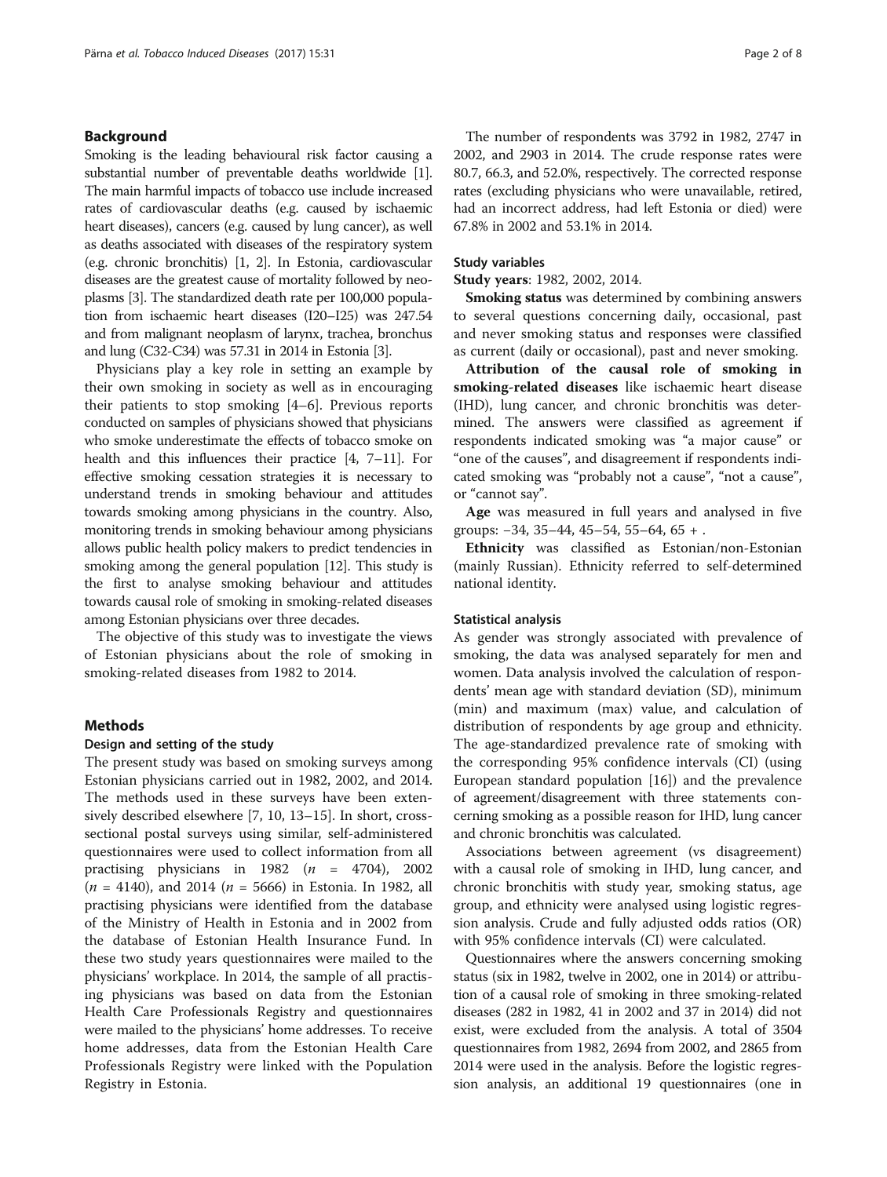## Background

Smoking is the leading behavioural risk factor causing a substantial number of preventable deaths worldwide [1]. The main harmful impacts of tobacco use include increased rates of cardiovascular deaths (e.g. caused by ischaemic heart diseases), cancers (e.g. caused by lung cancer), as well as deaths associated with diseases of the respiratory system (e.g. chronic bronchitis) [1, 2]. In Estonia, cardiovascular diseases are the greatest cause of mortality followed by neoplasms [3]. The standardized death rate per 100,000 population from ischaemic heart diseases (I20–I25) was 247.54 and from malignant neoplasm of larynx, trachea, bronchus and lung (C32-C34) was 57.31 in 2014 in Estonia [3].

Physicians play a key role in setting an example by their own smoking in society as well as in encouraging their patients to stop smoking [4–6]. Previous reports conducted on samples of physicians showed that physicians who smoke underestimate the effects of tobacco smoke on health and this influences their practice [4, 7–11]. For effective smoking cessation strategies it is necessary to understand trends in smoking behaviour and attitudes towards smoking among physicians in the country. Also, monitoring trends in smoking behaviour among physicians allows public health policy makers to predict tendencies in smoking among the general population [12]. This study is the first to analyse smoking behaviour and attitudes towards causal role of smoking in smoking-related diseases among Estonian physicians over three decades.

The objective of this study was to investigate the views of Estonian physicians about the role of smoking in smoking-related diseases from 1982 to 2014.

## Methods

### Design and setting of the study

The present study was based on smoking surveys among Estonian physicians carried out in 1982, 2002, and 2014. The methods used in these surveys have been extensively described elsewhere [7, 10, 13–15]. In short, cross-sectional postal surveys using similar, self-administered questionnaires were used to collect information from all practising physicians in 1982 ($n$ = 4704), 2002 ($n$ = 4140), and 2014 ($n$ = 5666) in Estonia. In 1982, all practising physicians were identified from the database of the Ministry of Health in Estonia and in 2002 from the database of Estonian Health Insurance Fund. In these two study years questionnaires were mailed to the physicians' workplace. In 2014, the sample of all practising physicians was based on data from the Estonian Health Care Professionals Registry and questionnaires were mailed to the physicians' home addresses. To receive home addresses, data from the Estonian Health Care Professionals Registry were linked with the Population Registry in Estonia.

The number of respondents was 3792 in 1982, 2747 in 2002, and 2903 in 2014. The crude response rates were 80.7, 66.3, and 52.0%, respectively. The corrected response rates (excluding physicians who were unavailable, retired, had an incorrect address, had left Estonia or died) were 67.8% in 2002 and 53.1% in 2014.

### Study variables

**Study years**: 1982, 2002, 2014.

**Smoking status** was determined by combining answers to several questions concerning daily, occasional, past and never smoking status and responses were classified as current (daily or occasional), past and never smoking.

**Attribution of the causal role of smoking in smoking-related diseases** like ischaemic heart disease (IHD), lung cancer, and chronic bronchitis was determined. The answers were classified as agreement if respondents indicated smoking was "a major cause" or "one of the causes", and disagreement if respondents indicated smoking was "probably not a cause", "not a cause", or "cannot say".

**Age** was measured in full years and analysed in five groups: –34, 35–44, 45–54, 55–64, 65 + .

**Ethnicity** was classified as Estonian/non-Estonian (mainly Russian). Ethnicity referred to self-determined national identity.

### Statistical analysis

As gender was strongly associated with prevalence of smoking, the data was analysed separately for men and women. Data analysis involved the calculation of respondents' mean age with standard deviation (SD), minimum (min) and maximum (max) value, and calculation of distribution of respondents by age group and ethnicity. The age-standardized prevalence rate of smoking with the corresponding 95% confidence intervals (CI) (using European standard population [16]) and the prevalence of agreement/disagreement with three statements concerning smoking as a possible reason for IHD, lung cancer and chronic bronchitis was calculated.

Associations between agreement (vs disagreement) with a causal role of smoking in IHD, lung cancer, and chronic bronchitis with study year, smoking status, age group, and ethnicity were analysed using logistic regression analysis. Crude and fully adjusted odds ratios (OR) with 95% confidence intervals (CI) were calculated.

Questionnaires where the answers concerning smoking status (six in 1982, twelve in 2002, one in 2014) or attribution of a causal role of smoking in three smoking-related diseases (282 in 1982, 41 in 2002 and 37 in 2014) did not exist, were excluded from the analysis. A total of 3504 questionnaires from 1982, 2694 from 2002, and 2865 from 2014 were used in the analysis. Before the logistic regression analysis, an additional 19 questionnaires (one in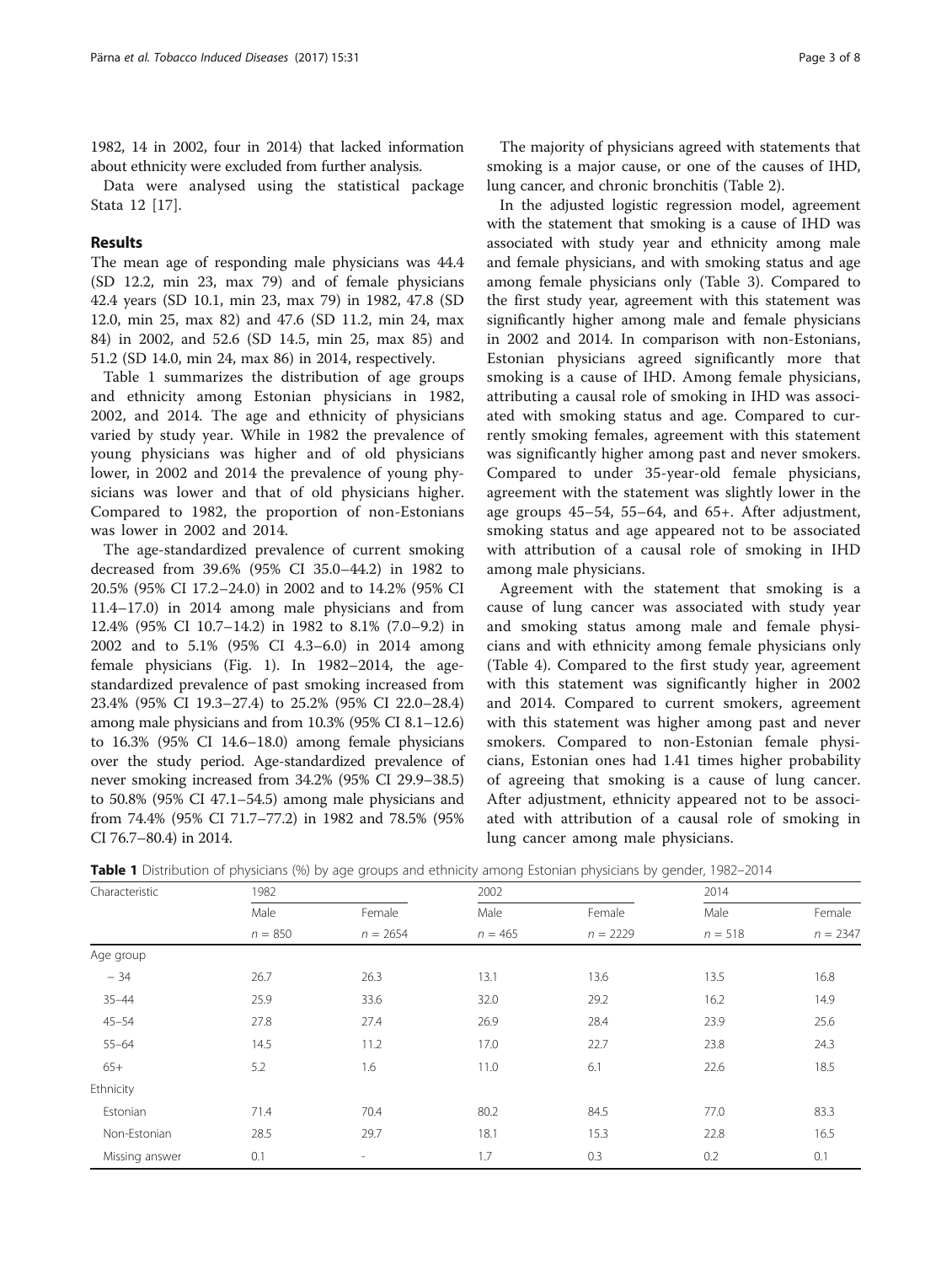1982, 14 in 2002, four in 2014) that lacked information about ethnicity were excluded from further analysis.

Data were analysed using the statistical package Stata 12 [17].

## Results

The mean age of responding male physicians was 44.4 (SD 12.2, min 23, max 79) and of female physicians 42.4 years (SD 10.1, min 23, max 79) in 1982, 47.8 (SD 12.0, min 25, max 82) and 47.6 (SD 11.2, min 24, max 84) in 2002, and 52.6 (SD 14.5, min 25, max 85) and 51.2 (SD 14.0, min 24, max 86) in 2014, respectively.

Table 1 summarizes the distribution of age groups and ethnicity among Estonian physicians in 1982, 2002, and 2014. The age and ethnicity of physicians varied by study year. While in 1982 the prevalence of young physicians was higher and of old physicians lower, in 2002 and 2014 the prevalence of young physicians was lower and that of old physicians higher. Compared to 1982, the proportion of non-Estonians was lower in 2002 and 2014.

The age-standardized prevalence of current smoking decreased from 39.6% (95% CI 35.0–44.2) in 1982 to 20.5% (95% CI 17.2–24.0) in 2002 and to 14.2% (95% CI 11.4–17.0) in 2014 among male physicians and from 12.4% (95% CI 10.7–14.2) in 1982 to 8.1% (7.0–9.2) in 2002 and to 5.1% (95% CI 4.3–6.0) in 2014 among female physicians (Fig. 1). In 1982–2014, the age-standardized prevalence of past smoking increased from 23.4% (95% CI 19.3–27.4) to 25.2% (95% CI 22.0–28.4) among male physicians and from 10.3% (95% CI 8.1–12.6) to 16.3% (95% CI 14.6–18.0) among female physicians over the study period. Age-standardized prevalence of never smoking increased from 34.2% (95% CI 29.9–38.5) to 50.8% (95% CI 47.1–54.5) among male physicians and from 74.4% (95% CI 71.7–77.2) in 1982 and 78.5% (95% CI 76.7–80.4) in 2014.

The majority of physicians agreed with statements that smoking is a major cause, or one of the causes of IHD, lung cancer, and chronic bronchitis (Table 2).

In the adjusted logistic regression model, agreement with the statement that smoking is a cause of IHD was associated with study year and ethnicity among male and female physicians, and with smoking status and age among female physicians only (Table 3). Compared to the first study year, agreement with this statement was significantly higher among male and female physicians in 2002 and 2014. In comparison with non-Estonians, Estonian physicians agreed significantly more that smoking is a cause of IHD. Among female physicians, attributing a causal role of smoking in IHD was associated with smoking status and age. Compared to currently smoking females, agreement with this statement was significantly higher among past and never smokers. Compared to under 35-year-old female physicians, agreement with the statement was slightly lower in the age groups 45–54, 55–64, and 65+. After adjustment, smoking status and age appeared not to be associated with attribution of a causal role of smoking in IHD among male physicians.

Agreement with the statement that smoking is a cause of lung cancer was associated with study year and smoking status among male and female physicians and with ethnicity among female physicians only (Table 4). Compared to the first study year, agreement with this statement was significantly higher in 2002 and 2014. Compared to current smokers, agreement with this statement was higher among past and never smokers. Compared to non-Estonian female physicians, Estonian ones had 1.41 times higher probability of agreeing that smoking is a cause of lung cancer. After adjustment, ethnicity appeared not to be associated with attribution of a causal role of smoking in lung cancer among male physicians.

**Table 1** Distribution of physicians (%) by age groups and ethnicity among Estonian physicians by gender, 1982–2014

| Characteristic | 1982 | | 2002 | | 2014 | |
|---|---|---|---|---|---|---|
| | Male | Female | Male | Female | Male | Female |
| | $n = 850$ | $n = 2654$ | $n = 465$ | $n = 2229$ | $n = 518$ | $n = 2347$ |
| Age group | | | | | | |
| – 34 | 26.7 | 26.3 | 13.1 | 13.6 | 13.5 | 16.8 |
| 35–44 | 25.9 | 33.6 | 32.0 | 29.2 | 16.2 | 14.9 |
| 45–54 | 27.8 | 27.4 | 26.9 | 28.4 | 23.9 | 25.6 |
| 55–64 | 14.5 | 11.2 | 17.0 | 22.7 | 23.8 | 24.3 |
| 65+ | 5.2 | 1.6 | 11.0 | 6.1 | 22.6 | 18.5 |
| Ethnicity | | | | | | |
| Estonian | 71.4 | 70.4 | 80.2 | 84.5 | 77.0 | 83.3 |
| Non-Estonian | 28.5 | 29.7 | 18.1 | 15.3 | 22.8 | 16.5 |
| Missing answer | 0.1 | - | 1.7 | 0.3 | 0.2 | 0.1 |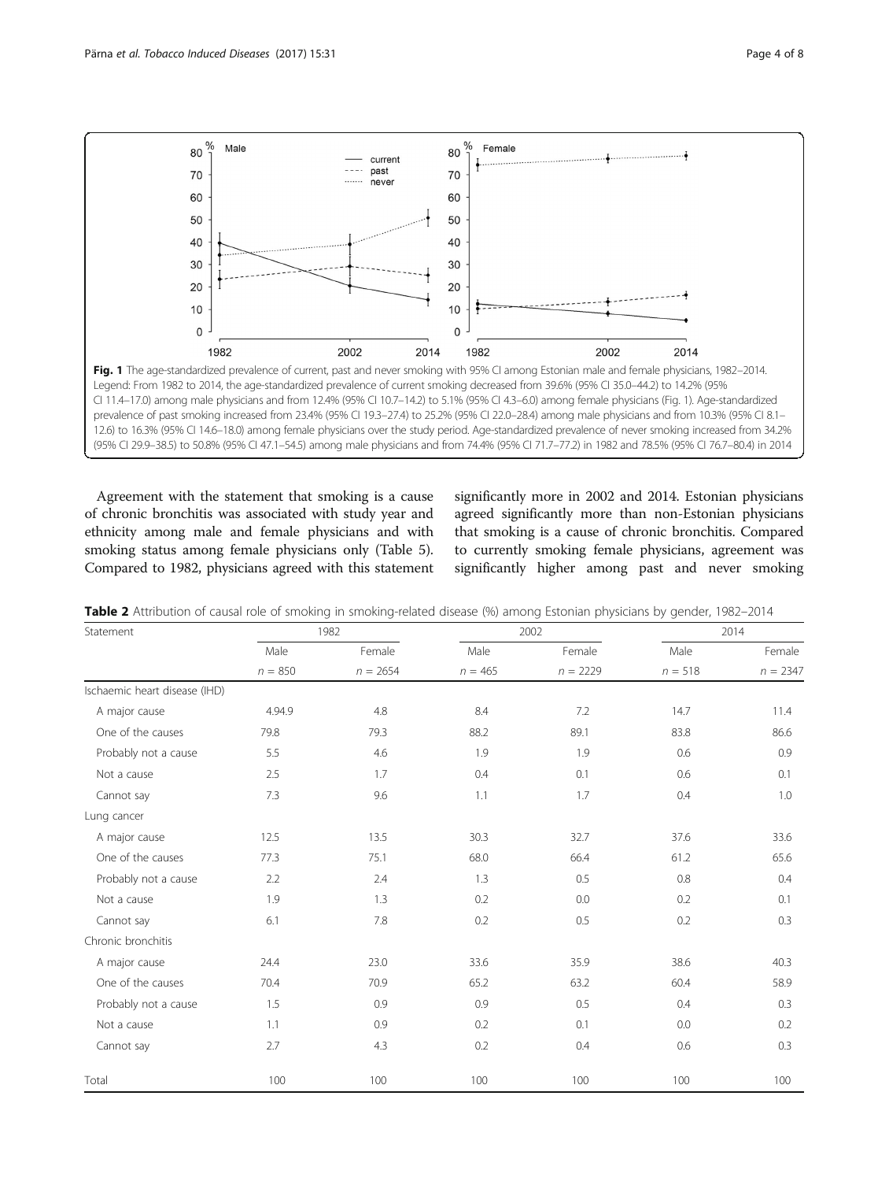**Fig. 1** The age-standardized prevalence of current, past and never smoking with 95% CI among Estonian male and female physicians, 1982–2014. Legend: From 1982 to 2014, the age-standardized prevalence of current smoking decreased from 39.6% (95% CI 35.0–44.2) to 14.2% (95% CI 11.4–17.0) among male physicians and from 12.4% (95% CI 10.7–14.2) to 5.1% (95% CI 4.3–6.0) among female physicians (Fig. 1). Age-standardized prevalence of past smoking increased from 23.4% (95% CI 19.3–27.4) to 25.2% (95% CI 22.0–28.4) among male physicians and from 10.3% (95% CI 8.1–12.6) to 16.3% (95% CI 14.6–18.0) among female physicians over the study period. Age-standardized prevalence of never smoking increased from 34.2% (95% CI 29.9–38.5) to 50.8% (95% CI 47.1–54.5) among male physicians and from 74.4% (95% CI 71.7–77.2) in 1982 and 78.5% (95% CI 76.7–80.4) in 2014

Agreement with the statement that smoking is a cause of chronic bronchitis was associated with study year and ethnicity among male and female physicians and with smoking status among female physicians only (Table 5). Compared to 1982, physicians agreed with this statement significantly more in 2002 and 2014. Estonian physicians agreed significantly more than non-Estonian physicians that smoking is a cause of chronic bronchitis. Compared to currently smoking female physicians, agreement was significantly higher among past and never smoking

**Table 2** Attribution of causal role of smoking in smoking-related disease (%) among Estonian physicians by gender, 1982–2014

| Statement | 1982 | | 2002 | | 2014 | |
|---|---|---|---|---|---|---|
| | Male | Female | Male | Female | Male | Female |
| | $n = 850$ | $n = 2654$ | $n = 465$ | $n = 2229$ | $n = 518$ | $n = 2347$ |
| Ischaemic heart disease (IHD) | | | | | | |
| A major cause | 4.94.9 | 4.8 | 8.4 | 7.2 | 14.7 | 11.4 |
| One of the causes | 79.8 | 79.3 | 88.2 | 89.1 | 83.8 | 86.6 |
| Probably not a cause | 5.5 | 4.6 | 1.9 | 1.9 | 0.6 | 0.9 |
| Not a cause | 2.5 | 1.7 | 0.4 | 0.1 | 0.6 | 0.1 |
| Cannot say | 7.3 | 9.6 | 1.1 | 1.7 | 0.4 | 1.0 |
| Lung cancer | | | | | | |
| A major cause | 12.5 | 13.5 | 30.3 | 32.7 | 37.6 | 33.6 |
| One of the causes | 77.3 | 75.1 | 68.0 | 66.4 | 61.2 | 65.6 |
| Probably not a cause | 2.2 | 2.4 | 1.3 | 0.5 | 0.8 | 0.4 |
| Not a cause | 1.9 | 1.3 | 0.2 | 0.0 | 0.2 | 0.1 |
| Cannot say | 6.1 | 7.8 | 0.2 | 0.5 | 0.2 | 0.3 |
| Chronic bronchitis | | | | | | |
| A major cause | 24.4 | 23.0 | 33.6 | 35.9 | 38.6 | 40.3 |
| One of the causes | 70.4 | 70.9 | 65.2 | 63.2 | 60.4 | 58.9 |
| Probably not a cause | 1.5 | 0.9 | 0.9 | 0.5 | 0.4 | 0.3 |
| Not a cause | 1.1 | 0.9 | 0.2 | 0.1 | 0.0 | 0.2 |
| Cannot say | 2.7 | 4.3 | 0.2 | 0.4 | 0.6 | 0.3 |
| Total | 100 | 100 | 100 | 100 | 100 | 100 |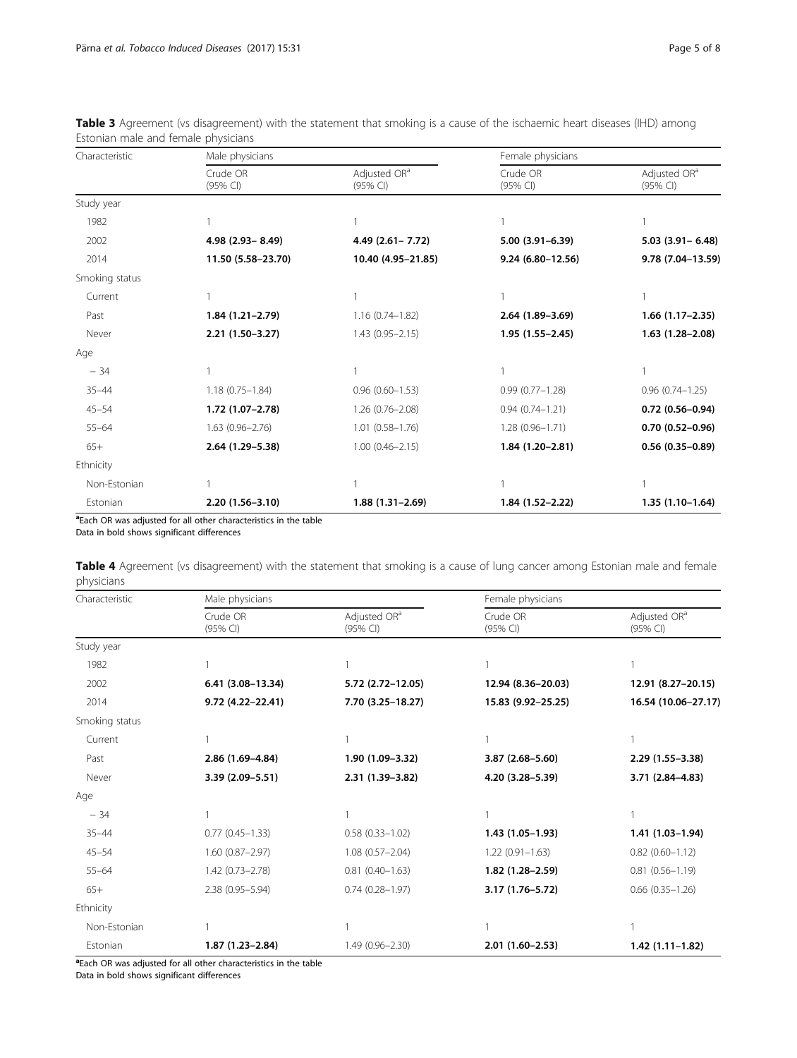**Table 3** Agreement (vs disagreement) with the statement that smoking is a cause of the ischaemic heart diseases (IHD) among Estonian male and female physicians

| Characteristic | Male physicians | | Female physicians | |
|---|---|---|---|---|
| | Crude OR (95% CI) | Adjusted OR[a] (95% CI) | Crude OR (95% CI) | Adjusted OR[a] (95% CI) |
| Study year | | | | |
| 1982 | 1 | 1 | 1 | 1 |
| 2002 | **4.98 (2.93– 8.49)** | **4.49 (2.61– 7.72)** | **5.00 (3.91–6.39)** | **5.03 (3.91– 6.48)** |
| 2014 | **11.50 (5.58–23.70)** | **10.40 (4.95–21.85)** | **9.24 (6.80–12.56)** | **9.78 (7.04–13.59)** |
| Smoking status | | | | |
| Current | 1 | 1 | 1 | 1 |
| Past | **1.84 (1.21–2.79)** | 1.16 (0.74–1.82) | **2.64 (1.89–3.69)** | **1.66 (1.17–2.35)** |
| Never | **2.21 (1.50–3.27)** | 1.43 (0.95–2.15) | **1.95 (1.55–2.45)** | **1.63 (1.28–2.08)** |
| Age | | | | |
| – 34 | 1 | 1 | 1 | 1 |
| 35–44 | 1.18 (0.75–1.84) | 0.96 (0.60–1.53) | 0.99 (0.77–1.28) | 0.96 (0.74–1.25) |
| 45–54 | **1.72 (1.07–2.78)** | 1.26 (0.76–2.08) | 0.94 (0.74–1.21) | **0.72 (0.56–0.94)** |
| 55–64 | 1.63 (0.96–2.76) | 1.01 (0.58–1.76) | 1.28 (0.96–1.71) | **0.70 (0.52–0.96)** |
| 65+ | **2.64 (1.29–5.38)** | 1.00 (0.46–2.15) | **1.84 (1.20–2.81)** | **0.56 (0.35–0.89)** |
| Ethnicity | | | | |
| Non-Estonian | 1 | 1 | 1 | 1 |
| Estonian | **2.20 (1.56–3.10)** | **1.88 (1.31–2.69)** | **1.84 (1.52–2.22)** | **1.35 (1.10–1.64)** |

[a]Each OR was adjusted for all other characteristics in the table
Data in bold shows significant differences

**Table 4** Agreement (vs disagreement) with the statement that smoking is a cause of lung cancer among Estonian male and female physicians

| Characteristic | Male physicians | | Female physicians | |
|---|---|---|---|---|
| | Crude OR (95% CI) | Adjusted OR[a] (95% CI) | Crude OR (95% CI) | Adjusted OR[a] (95% CI) |
| Study year | | | | |
| 1982 | 1 | 1 | 1 | 1 |
| 2002 | **6.41 (3.08–13.34)** | **5.72 (2.72–12.05)** | **12.94 (8.36–20.03)** | **12.91 (8.27–20.15)** |
| 2014 | **9.72 (4.22–22.41)** | **7.70 (3.25–18.27)** | **15.83 (9.92–25.25)** | **16.54 (10.06–27.17)** |
| Smoking status | | | | |
| Current | 1 | 1 | 1 | 1 |
| Past | **2.86 (1.69–4.84)** | **1.90 (1.09–3.32)** | **3.87 (2.68–5.60)** | **2.29 (1.55–3.38)** |
| Never | **3.39 (2.09–5.51)** | **2.31 (1.39–3.82)** | **4.20 (3.28–5.39)** | **3.71 (2.84–4.83)** |
| Age | | | | |
| – 34 | 1 | 1 | 1 | 1 |
| 35–44 | 0.77 (0.45–1.33) | 0.58 (0.33–1.02) | **1.43 (1.05–1.93)** | **1.41 (1.03–1.94)** |
| 45–54 | 1.60 (0.87–2.97) | 1.08 (0.57–2.04) | 1.22 (0.91–1.63) | 0.82 (0.60–1.12) |
| 55–64 | 1.42 (0.73–2.78) | 0.81 (0.40–1.63) | **1.82 (1.28–2.59)** | 0.81 (0.56–1.19) |
| 65+ | 2.38 (0.95–5.94) | 0.74 (0.28–1.97) | **3.17 (1.76–5.72)** | 0.66 (0.35–1.26) |
| Ethnicity | | | | |
| Non-Estonian | 1 | 1 | 1 | 1 |
| Estonian | **1.87 (1.23–2.84)** | 1.49 (0.96–2.30) | **2.01 (1.60–2.53)** | **1.42 (1.11–1.82)** |

[a]Each OR was adjusted for all other characteristics in the table
Data in bold shows significant differences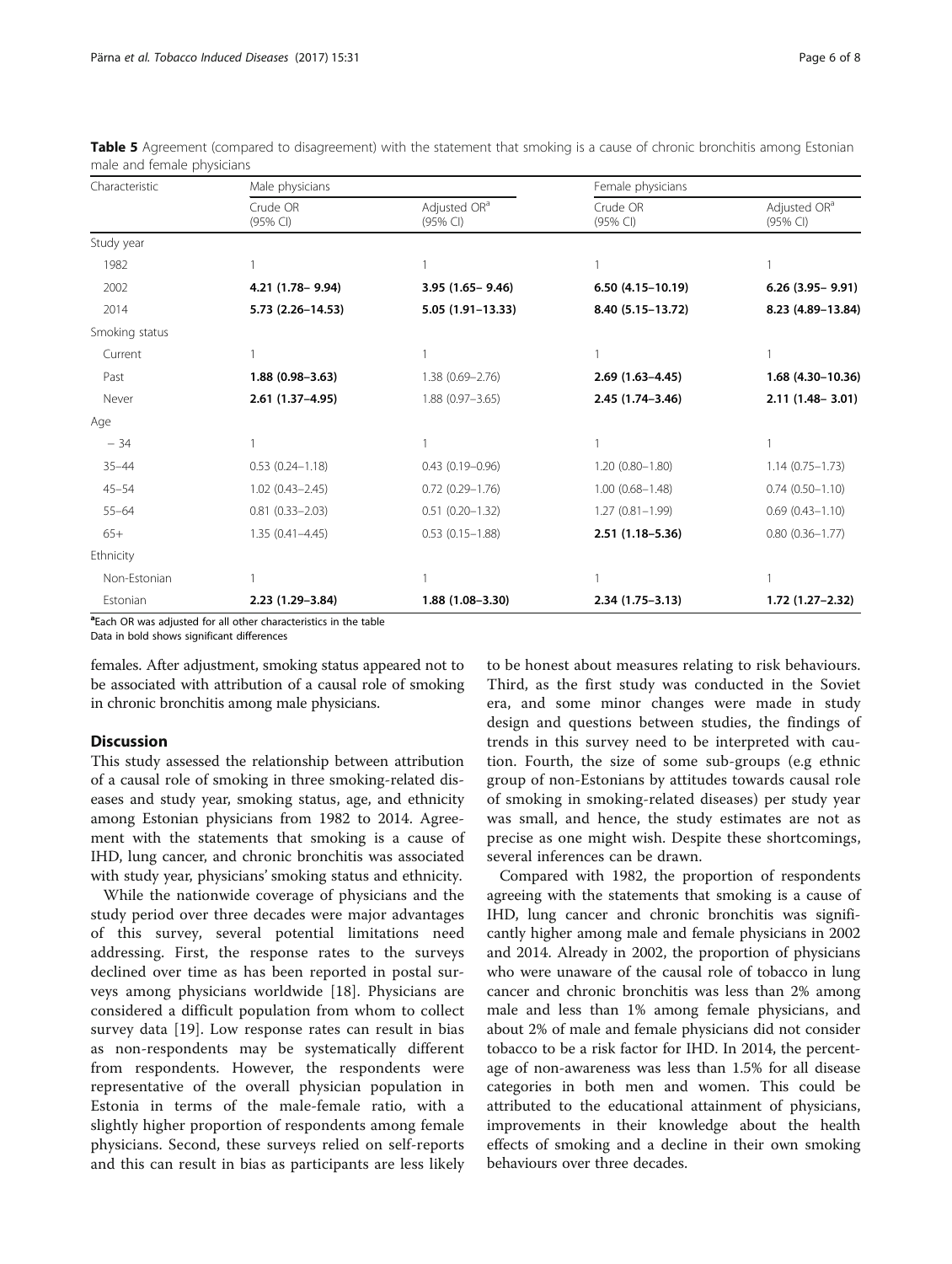**Table 5** Agreement (compared to disagreement) with the statement that smoking is a cause of chronic bronchitis among Estonian male and female physicians

| Characteristic | Male physicians | | Female physicians | |
|---|---|---|---|---|
| | Crude OR (95% CI) | Adjusted OR[a] (95% CI) | Crude OR (95% CI) | Adjusted OR[a] (95% CI) |
| Study year | | | | |
| 1982 | 1 | 1 | 1 | 1 |
| 2002 | **4.21 (1.78– 9.94)** | **3.95 (1.65– 9.46)** | **6.50 (4.15–10.19)** | **6.26 (3.95– 9.91)** |
| 2014 | **5.73 (2.26–14.53)** | **5.05 (1.91–13.33)** | **8.40 (5.15–13.72)** | **8.23 (4.89–13.84)** |
| Smoking status | | | | |
| Current | 1 | 1 | 1 | 1 |
| Past | **1.88 (0.98–3.63)** | 1.38 (0.69–2.76) | **2.69 (1.63–4.45)** | **1.68 (4.30–10.36)** |
| Never | **2.61 (1.37–4.95)** | 1.88 (0.97–3.65) | **2.45 (1.74–3.46)** | **2.11 (1.48– 3.01)** |
| Age | | | | |
| – 34 | 1 | 1 | 1 | 1 |
| 35–44 | 0.53 (0.24–1.18) | 0.43 (0.19–0.96) | 1.20 (0.80–1.80) | 1.14 (0.75–1.73) |
| 45–54 | 1.02 (0.43–2.45) | 0.72 (0.29–1.76) | 1.00 (0.68–1.48) | 0.74 (0.50–1.10) |
| 55–64 | 0.81 (0.33–2.03) | 0.51 (0.20–1.32) | 1.27 (0.81–1.99) | 0.69 (0.43–1.10) |
| 65+ | 1.35 (0.41–4.45) | 0.53 (0.15–1.88) | **2.51 (1.18–5.36)** | 0.80 (0.36–1.77) |
| Ethnicity | | | | |
| Non-Estonian | 1 | 1 | 1 | 1 |
| Estonian | **2.23 (1.29–3.84)** | **1.88 (1.08–3.30)** | **2.34 (1.75–3.13)** | **1.72 (1.27–2.32)** |

[a]Each OR was adjusted for all other characteristics in the table
Data in bold shows significant differences

females. After adjustment, smoking status appeared not to be associated with attribution of a causal role of smoking in chronic bronchitis among male physicians.

## Discussion

This study assessed the relationship between attribution of a causal role of smoking in three smoking-related diseases and study year, smoking status, age, and ethnicity among Estonian physicians from 1982 to 2014. Agreement with the statements that smoking is a cause of IHD, lung cancer, and chronic bronchitis was associated with study year, physicians' smoking status and ethnicity.

While the nationwide coverage of physicians and the study period over three decades were major advantages of this survey, several potential limitations need addressing. First, the response rates to the surveys declined over time as has been reported in postal surveys among physicians worldwide [18]. Physicians are considered a difficult population from whom to collect survey data [19]. Low response rates can result in bias as non-respondents may be systematically different from respondents. However, the respondents were representative of the overall physician population in Estonia in terms of the male-female ratio, with a slightly higher proportion of respondents among female physicians. Second, these surveys relied on self-reports and this can result in bias as participants are less likely to be honest about measures relating to risk behaviours. Third, as the first study was conducted in the Soviet era, and some minor changes were made in study design and questions between studies, the findings of trends in this survey need to be interpreted with caution. Fourth, the size of some sub-groups (e.g ethnic group of non-Estonians by attitudes towards causal role of smoking in smoking-related diseases) per study year was small, and hence, the study estimates are not as precise as one might wish. Despite these shortcomings, several inferences can be drawn.

Compared with 1982, the proportion of respondents agreeing with the statements that smoking is a cause of IHD, lung cancer and chronic bronchitis was significantly higher among male and female physicians in 2002 and 2014. Already in 2002, the proportion of physicians who were unaware of the causal role of tobacco in lung cancer and chronic bronchitis was less than 2% among male and less than 1% among female physicians, and about 2% of male and female physicians did not consider tobacco to be a risk factor for IHD. In 2014, the percentage of non-awareness was less than 1.5% for all disease categories in both men and women. This could be attributed to the educational attainment of physicians, improvements in their knowledge about the health effects of smoking and a decline in their own smoking behaviours over three decades.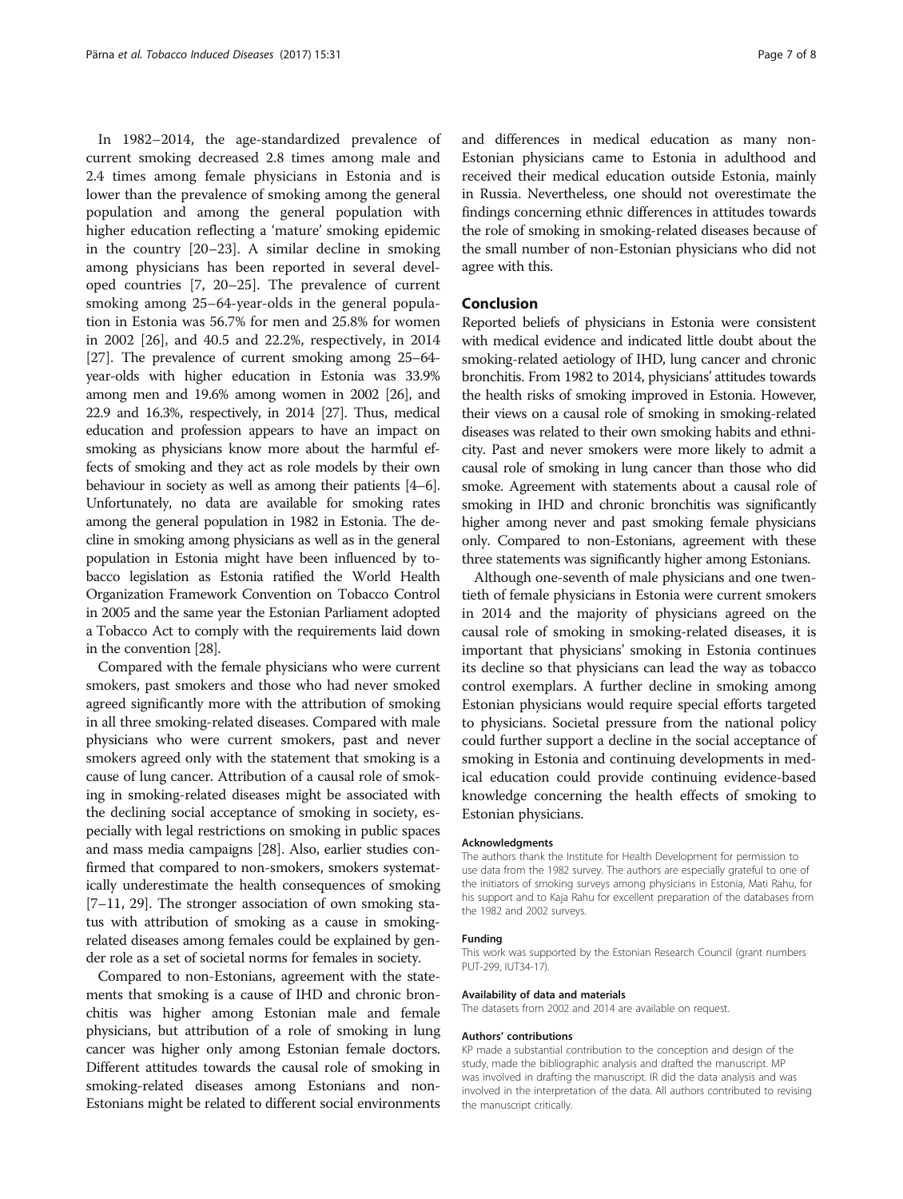In 1982–2014, the age-standardized prevalence of current smoking decreased 2.8 times among male and 2.4 times among female physicians in Estonia and is lower than the prevalence of smoking among the general population and among the general population with higher education reflecting a 'mature' smoking epidemic in the country [20–23]. A similar decline in smoking among physicians has been reported in several developed countries [7, 20–25]. The prevalence of current smoking among 25–64-year-olds in the general population in Estonia was 56.7% for men and 25.8% for women in 2002 [26], and 40.5 and 22.2%, respectively, in 2014 [27]. The prevalence of current smoking among 25–64-year-olds with higher education in Estonia was 33.9% among men and 19.6% among women in 2002 [26], and 22.9 and 16.3%, respectively, in 2014 [27]. Thus, medical education and profession appears to have an impact on smoking as physicians know more about the harmful effects of smoking and they act as role models by their own behaviour in society as well as among their patients [4–6]. Unfortunately, no data are available for smoking rates among the general population in 1982 in Estonia. The decline in smoking among physicians as well as in the general population in Estonia might have been influenced by tobacco legislation as Estonia ratified the World Health Organization Framework Convention on Tobacco Control in 2005 and the same year the Estonian Parliament adopted a Tobacco Act to comply with the requirements laid down in the convention [28].

Compared with the female physicians who were current smokers, past smokers and those who had never smoked agreed significantly more with the attribution of smoking in all three smoking-related diseases. Compared with male physicians who were current smokers, past and never smokers agreed only with the statement that smoking is a cause of lung cancer. Attribution of a causal role of smoking in smoking-related diseases might be associated with the declining social acceptance of smoking in society, especially with legal restrictions on smoking in public spaces and mass media campaigns [28]. Also, earlier studies confirmed that compared to non-smokers, smokers systematically underestimate the health consequences of smoking [7–11, 29]. The stronger association of own smoking status with attribution of smoking as a cause in smoking-related diseases among females could be explained by gender role as a set of societal norms for females in society.

Compared to non-Estonians, agreement with the statements that smoking is a cause of IHD and chronic bronchitis was higher among Estonian male and female physicians, but attribution of a role of smoking in lung cancer was higher only among Estonian female doctors. Different attitudes towards the causal role of smoking in smoking-related diseases among Estonians and non-Estonians might be related to different social environments and differences in medical education as many non-Estonian physicians came to Estonia in adulthood and received their medical education outside Estonia, mainly in Russia. Nevertheless, one should not overestimate the findings concerning ethnic differences in attitudes towards the role of smoking in smoking-related diseases because of the small number of non-Estonian physicians who did not agree with this.

## Conclusion

Reported beliefs of physicians in Estonia were consistent with medical evidence and indicated little doubt about the smoking-related aetiology of IHD, lung cancer and chronic bronchitis. From 1982 to 2014, physicians' attitudes towards the health risks of smoking improved in Estonia. However, their views on a causal role of smoking in smoking-related diseases was related to their own smoking habits and ethnicity. Past and never smokers were more likely to admit a causal role of smoking in lung cancer than those who did smoke. Agreement with statements about a causal role of smoking in IHD and chronic bronchitis was significantly higher among never and past smoking female physicians only. Compared to non-Estonians, agreement with these three statements was significantly higher among Estonians.

Although one-seventh of male physicians and one twentieth of female physicians in Estonia were current smokers in 2014 and the majority of physicians agreed on the causal role of smoking in smoking-related diseases, it is important that physicians' smoking in Estonia continues its decline so that physicians can lead the way as tobacco control exemplars. A further decline in smoking among Estonian physicians would require special efforts targeted to physicians. Societal pressure from the national policy could further support a decline in the social acceptance of smoking in Estonia and continuing developments in medical education could provide continuing evidence-based knowledge concerning the health effects of smoking to Estonian physicians.

#### Acknowledgments

The authors thank the Institute for Health Development for permission to use data from the 1982 survey. The authors are especially grateful to one of the initiators of smoking surveys among physicians in Estonia, Mati Rahu, for his support and to Kaja Rahu for excellent preparation of the databases from the 1982 and 2002 surveys.

#### Funding

This work was supported by the Estonian Research Council (grant numbers PUT-299, IUT34-17).

#### Availability of data and materials

The datasets from 2002 and 2014 are available on request.

#### Authors' contributions

KP made a substantial contribution to the conception and design of the study, made the bibliographic analysis and drafted the manuscript. MP was involved in drafting the manuscript. IR did the data analysis and was involved in the interpretation of the data. All authors contributed to revising the manuscript critically.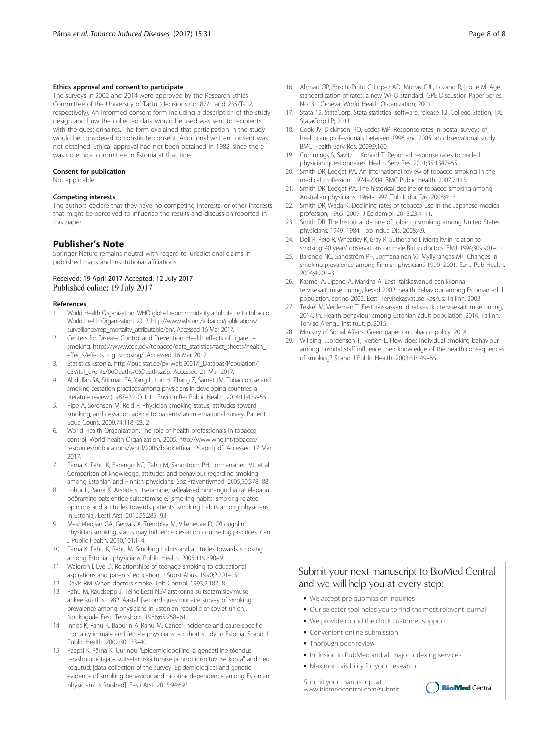### Ethics approval and consent to participate

The surveys in 2002 and 2014 were approved by the Research Ethics Committee of the University of Tartu (decisions no. 87/1 and 235/T-12, respectively). An informed consent form including a description of the study design and how the collected data would be used was sent to recipients with the questionnaires. The form explained that participation in the study would be considered to constitute consent. Additional written consent was not obtained. Ethical approval had not been obtained in 1982, since there was no ethical committee in Estonia at that time.

### Consent for publication

Not applicable.

### Competing interests

The authors declare that they have no competing interests, or other interests that might be perceived to influence the results and discussion reported in this paper.

## Publisher's Note

Springer Nature remains neutral with regard to jurisdictional claims in published maps and institutional affiliations.

Received: 19 April 2017 Accepted: 12 July 2017
Published online: 19 July 2017

### References

1. World Health Organization. WHO global report: mortality attributable to tobacco. World health Organization. 2012. http://www.who.int/tobacco/publications/surveillance/rep_mortality_attributable/en/. Accessed 16 Mar 2017.
2. Centers for Disease Control and Prevention. Health effects of cigarette smoking. https://www.cdc.gov/tobacco/data_statistics/fact_sheets/health_effects/effects_cig_smoking/. Accessed 16 Mar 2017.
3. Statistics Estonia. http://pub.stat.ee/px-web.2001/I_Databas/Population/03Vital_events/06Deaths/06Deaths.asp. Accessed 21 Mar 2017.
4. Abdullah SA, Stillman FA, Yang L, Luo H, Zhang Z, Samet JM. Tobacco use and smoking cessation practices among physicians in developing countries: a literature review (1987–2010). Int J Environ Res Public Health. 2014;11:429–55.
5. Pipe A, Sorensen M, Reid R. Physician smoking status, attitudes toward smoking, and cessation advice to patients: an international survey. Patient Educ Couns. 2009;74:118–23. 2
6. World Health Organization. The role of health professionals in tobacco control. World health Organization. 2005. http://www.who.int/tobacco/resources/publications/wntd/2005/bookletfinal_20april.pdf. Accessed 17 Mar 2017.
7. Pärna K, Rahu K, Barengo NC, Rahu M, Sandström PH, Jormanainen VJ, et al. Comparison of knowledge, attitudes and behaviour regarding smoking among Estonian and Finnish physicians. Soz Praventivmed. 2005;50:378–88.
8. Lohur L, Pärna K. Arstide suitsetamine, sellealased hinnangud ja tähelepanu pööramine patsientide suitsetamisele. [smoking habits, smoking related opinions and attitudes towards patients' smoking habits among physicians in Estonia]. Eesti Arst. 2016;95:285–93.
9. Meshefedjian GA, Gervais A, Tremblay M, Villeneuve D, O'Loughlin J. Physician smoking status may influence cessation counseling practices. Can J Public Health. 2010;101:1–4.
10. Pärna K, Rahu K, Rahu M. Smoking habits and attitudes towards smoking among Estonian physicians. Public Health. 2005;119:390–9.
11. Waldron I, Lye D. Relationships of teenage smoking to educational aspirations and parents' education. J Subst Abus. 1990;2:201–15.
12. Davis RM. When doctors smoke. Tob Control. 1993;2:187–8.
13. Rahu M, Raudsepp J. Teine Eesti NSV arstkonna suitsetamislevimuse ankeetküsitlus 1982. Aastal. [second questionnaire survey of smoking prevalence among physicians in Estonian republic of soviet union]. Nõukogude Eesti Tervishoid. 1986;65:258–61.
14. Innos K, Rahu K, Baburin A, Rahu M. Cancer incidence and cause-specific mortality in male and female physicians: a cohort study in Estonia. Scand J Public Health. 2002;30:133–40.
15. Paapsi K, Pärna K. Uuringu "Epidemioloogiline ja geneetiline tõendus tervshoiutöötajate suitsetamiskäitumise ja nikotiinisõltuvuse kohta" andmed kogutud. [data collection of the survey 'Epidemiological and genetic evidence of smoking behaviour and nicotine dependence among Estonian physicians' is finished]. Eesti Arst. 2015;94:697.
16. Ahmad OP, Boschi-Pinto C, Lopez AD, Murray CJL, Lozano R, Inoue M. Age standardization of rates: a new WHO standard. GPE Discussion Paper Series: No. 31. Geneva: World Health Organization; 2001.
17. Stata 12. StataCorp. Stata statistical software: release 12. College Station, TX: StataCorp LP; 2011.
18. Cook JV, Dickinson HO, Eccles MP. Response rates in postal surveys of healthcare professionals between 1996 and 2005: an observational study. BMC Health Serv Res. 2009;9:160.
19. Cummings S, Savitz L, Konrad T. Reported response rates to mailed physician questionnaires. Health Serv Res. 2001;35:1347–55.
20. Smith DR, Leggat PA. An international review of tobacco smoking in the medical profession: 1974–2004. BMC Public Health. 2007;7:115.
21. Smith DR, Leggat PA. The historical decline of tobacco smoking among Australian physicians: 1964–1997. Tob Induc Dis. 2008;4:13.
22. Smith DR, Wada K. Declining rates of tobacco use in the Japanese medical profession, 1965–2009. J Epidemiol. 2013;23:4–11.
23. Smith DR. The historical decline of tobacco smoking among United States physicians: 1949–1984. Tob Induc Dis. 2008;4:9.
24. Doll R, Peto R, Wheatley K, Gray R, Sutherland I. Mortality in relation to smoking: 40 years' observations on male British doctors. BMJ. 1994;309:901–11.
25. Barengo NC, Sandström PH, Jormanainen VJ, Myllykangas MT. Changes in smoking prevalence among Finnish physicians 1990–2001. Eur J Pub Health. 2004;4:201–3.
26. Kasmel A, Lipand A, Markina A. Eesti täiskasvanud eanikkonna tervisekäitumise uuring, kevad 2002. health behaviour among Estonian adult population, spring 2002. Eesti Tervisekasvatuse Keskus: Tallinn; 2003.
27. Tekkel M, Veideman T. Eesti täiskasvanud rahvastiku tervisekäitumise uuring, 2014. In: Health behaviour among Estonian adult population, 2014. Tallinn: Tervise Arengu Instituut. p. 2015.
28. Ministry of Social Affairs. Green paper on tobacco policy. 2014.
29. Willaing I, Jorgensen T, Iversen L. How does individual smoking behaviour among hospital staff influence their knowledge of the health consequences of smoking? Scand J Public Health. 2003;31:149–55.

Submit your next manuscript to BioMed Central and we will help you at every step:

- We accept pre-submission inquiries
- Our selector tool helps you to find the most relevant journal
- We provide round the clock customer support
- Convenient online submission
- Thorough peer review
- Inclusion in PubMed and all major indexing services
- Maximum visibility for your research

Submit your manuscript at www.biomedcentral.com/submit

BioMed Central